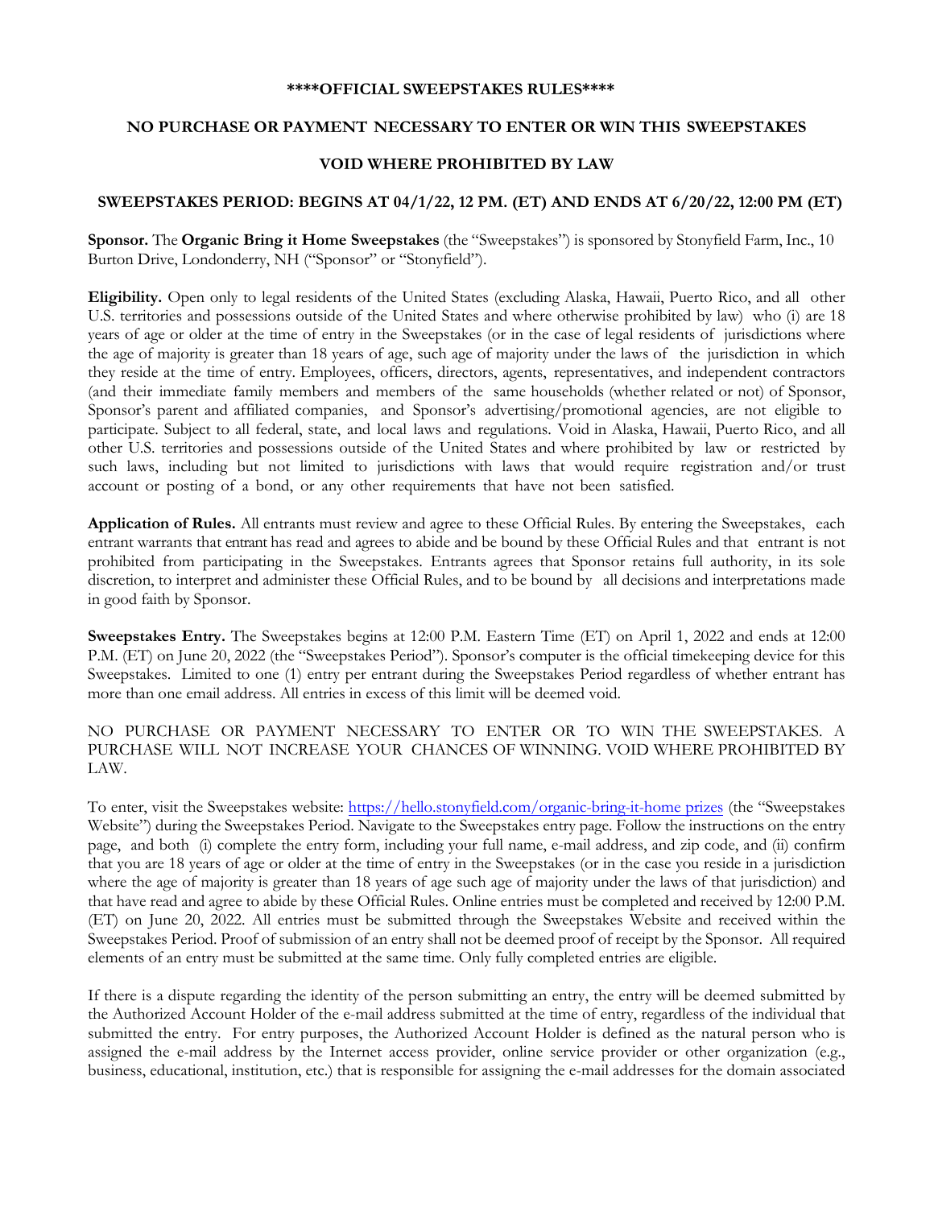**\*\*\*\*OFFICIAL SWEEPSTAKES RULES\*\*\*\***

**NO PURCHASE OR PAYMENT NECESSARY TO ENTER OR WIN THIS SWEEPSTAKES**

**VOID WHERE PROHIBITED BY LAW**

**SWEEPSTAKES PERIOD: BEGINS AT 04/1/22, 12 PM. (ET) AND ENDS AT 6/20/22, 12:00 PM (ET)**

**Sponsor.** The **Organic Bring it Home Sweepstakes** (the "Sweepstakes") is sponsored by Stonyfield Farm, Inc., 10 Burton Drive, Londonderry, NH ("Sponsor" or "Stonyfield").

**Eligibility.** Open only to legal residents of the United States (excluding Alaska, Hawaii, Puerto Rico, and all other U.S. territories and possessions outside of the United States and where otherwise prohibited by law) who (i) are 18 years of age or older at the time of entry in the Sweepstakes (or in the case of legal residents of jurisdictions where the age of majority is greater than 18 years of age, such age of majority under the laws of the jurisdiction in which they reside at the time of entry. Employees, officers, directors, agents, representatives, and independent contractors (and their immediate family members and members of the same households (whether related or not) of Sponsor, Sponsor's parent and affiliated companies, and Sponsor's advertising/promotional agencies, are not eligible to participate. Subject to all federal, state, and local laws and regulations. Void in Alaska, Hawaii, Puerto Rico, and all other U.S. territories and possessions outside of the United States and where prohibited by law or restricted by such laws, including but not limited to jurisdictions with laws that would require registration and/or trust account or posting of a bond, or any other requirements that have not been satisfied.

**Application of Rules.** All entrants must review and agree to these Official Rules. By entering the Sweepstakes, each entrant warrants that entrant has read and agrees to abide and be bound by these Official Rules and that entrant is not prohibited from participating in the Sweepstakes. Entrants agrees that Sponsor retains full authority, in its sole discretion, to interpret and administer these Official Rules, and to be bound by all decisions and interpretations made in good faith by Sponsor.

**Sweepstakes Entry.** The Sweepstakes begins at 12:00 P.M. Eastern Time (ET) on April 1, 2022 and ends at 12:00 P.M. (ET) on June 20, 2022 (the "Sweepstakes Period"). Sponsor's computer is the official timekeeping device for this Sweepstakes. Limited to one (1) entry per entrant during the Sweepstakes Period regardless of whether entrant has more than one email address. All entries in excess of this limit will be deemed void.

NO PURCHASE OR PAYMENT NECESSARY TO ENTER OR TO WIN THE SWEEPSTAKES. A PURCHASE WILL NOT INCREASE YOUR CHANCES OF WINNING. VOID WHERE PROHIBITED BY LAW.

To enter, visit the Sweepstakes website: https://hello.stonyfield.com/organic-bring-it-home prizes (the "Sweepstakes Website") during the Sweepstakes Period. Navigate to the Sweepstakes entry page. Follow the instructions on the entry page, and both (i) complete the entry form, including your full name, e-mail address, and zip code, and (ii) confirm that you are 18 years of age or older at the time of entry in the Sweepstakes (or in the case you reside in a jurisdiction where the age of majority is greater than 18 years of age such age of majority under the laws of that jurisdiction) and that have read and agree to abide by these Official Rules. Online entries must be completed and received by 12:00 P.M. (ET) on June 20, 2022. All entries must be submitted through the Sweepstakes Website and received within the Sweepstakes Period. Proof of submission of an entry shall not be deemed proof of receipt by the Sponsor. All required elements of an entry must be submitted at the same time. Only fully completed entries are eligible.

If there is a dispute regarding the identity of the person submitting an entry, the entry will be deemed submitted by the Authorized Account Holder of the e-mail address submitted at the time of entry, regardless of the individual that submitted the entry. For entry purposes, the Authorized Account Holder is defined as the natural person who is assigned the e-mail address by the Internet access provider, online service provider or other organization (e.g., business, educational, institution, etc.) that is responsible for assigning the e-mail addresses for the domain associated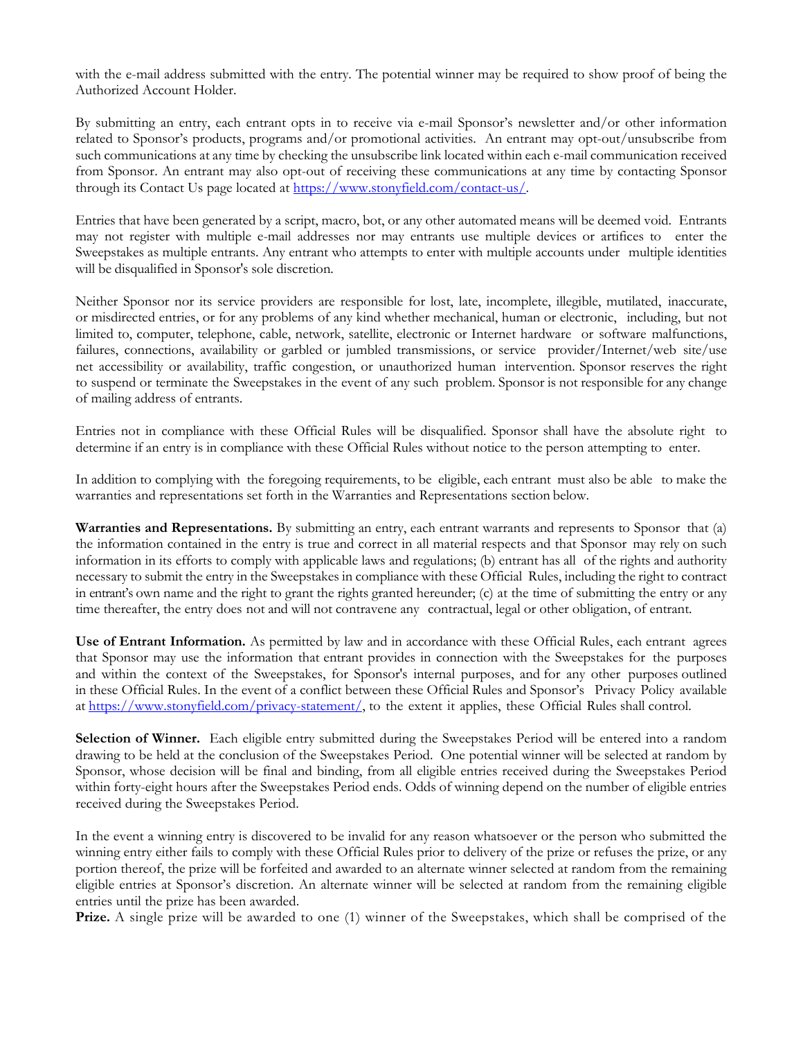with the e-mail address submitted with the entry. The potential winner may be required to show proof of being the Authorized Account Holder.

By submitting an entry, each entrant opts in to receive via e-mail Sponsor's newsletter and/or other information related to Sponsor's products, programs and/or promotional activities. An entrant may opt-out/unsubscribe from such communications at any time by checking the unsubscribe link located within each e-mail communication received from Sponsor. An entrant may also opt-out of receiving these communications at any time by contacting Sponsor through its Contact Us page located at https://www.stonyfield.com/contact-us/.

Entries that have been generated by a script, macro, bot, or any other automated means will be deemed void. Entrants may not register with multiple e-mail addresses nor may entrants use multiple devices or artifices to enter the Sweepstakes as multiple entrants. Any entrant who attempts to enter with multiple accounts under multiple identities will be disqualified in Sponsor's sole discretion.

Neither Sponsor nor its service providers are responsible for lost, late, incomplete, illegible, mutilated, inaccurate, or misdirected entries, or for any problems of any kind whether mechanical, human or electronic, including, but not limited to, computer, telephone, cable, network, satellite, electronic or Internet hardware or software malfunctions, failures, connections, availability or garbled or jumbled transmissions, or service provider/Internet/web site/use net accessibility or availability, traffic congestion, or unauthorized human intervention. Sponsor reserves the right to suspend or terminate the Sweepstakes in the event of any such problem. Sponsor is not responsible for any change of mailing address of entrants.

Entries not in compliance with these Official Rules will be disqualified. Sponsor shall have the absolute right to determine if an entry is in compliance with these Official Rules without notice to the person attempting to enter.

In addition to complying with the foregoing requirements, to be eligible, each entrant must also be able to make the warranties and representations set forth in the Warranties and Representations section below.

**Warranties and Representations.** By submitting an entry, each entrant warrants and represents to Sponsor that (a) the information contained in the entry is true and correct in all material respects and that Sponsor may rely on such information in its efforts to comply with applicable laws and regulations; (b) entrant has all of the rights and authority necessary to submit the entry in the Sweepstakes in compliance with these Official Rules, including the right to contract in entrant's own name and the right to grant the rights granted hereunder; (c) at the time of submitting the entry or any time thereafter, the entry does not and will not contravene any contractual, legal or other obligation, of entrant.

**Use of Entrant Information.** As permitted by law and in accordance with these Official Rules, each entrant agrees that Sponsor may use the information that entrant provides in connection with the Sweepstakes for the purposes and within the context of the Sweepstakes, for Sponsor's internal purposes, and for any other purposes outlined in these Official Rules. In the event of a conflict between these Official Rules and Sponsor's Privacy Policy available at https://www.stonyfield.com/privacy-statement/, to the extent it applies, these Official Rules shall control.

**Selection of Winner.** Each eligible entry submitted during the Sweepstakes Period will be entered into a random drawing to be held at the conclusion of the Sweepstakes Period. One potential winner will be selected at random by Sponsor, whose decision will be final and binding, from all eligible entries received during the Sweepstakes Period within forty-eight hours after the Sweepstakes Period ends. Odds of winning depend on the number of eligible entries received during the Sweepstakes Period.

In the event a winning entry is discovered to be invalid for any reason whatsoever or the person who submitted the winning entry either fails to comply with these Official Rules prior to delivery of the prize or refuses the prize, or any portion thereof, the prize will be forfeited and awarded to an alternate winner selected at random from the remaining eligible entries at Sponsor's discretion. An alternate winner will be selected at random from the remaining eligible entries until the prize has been awarded.

**Prize.** A single prize will be awarded to one (1) winner of the Sweepstakes, which shall be comprised of the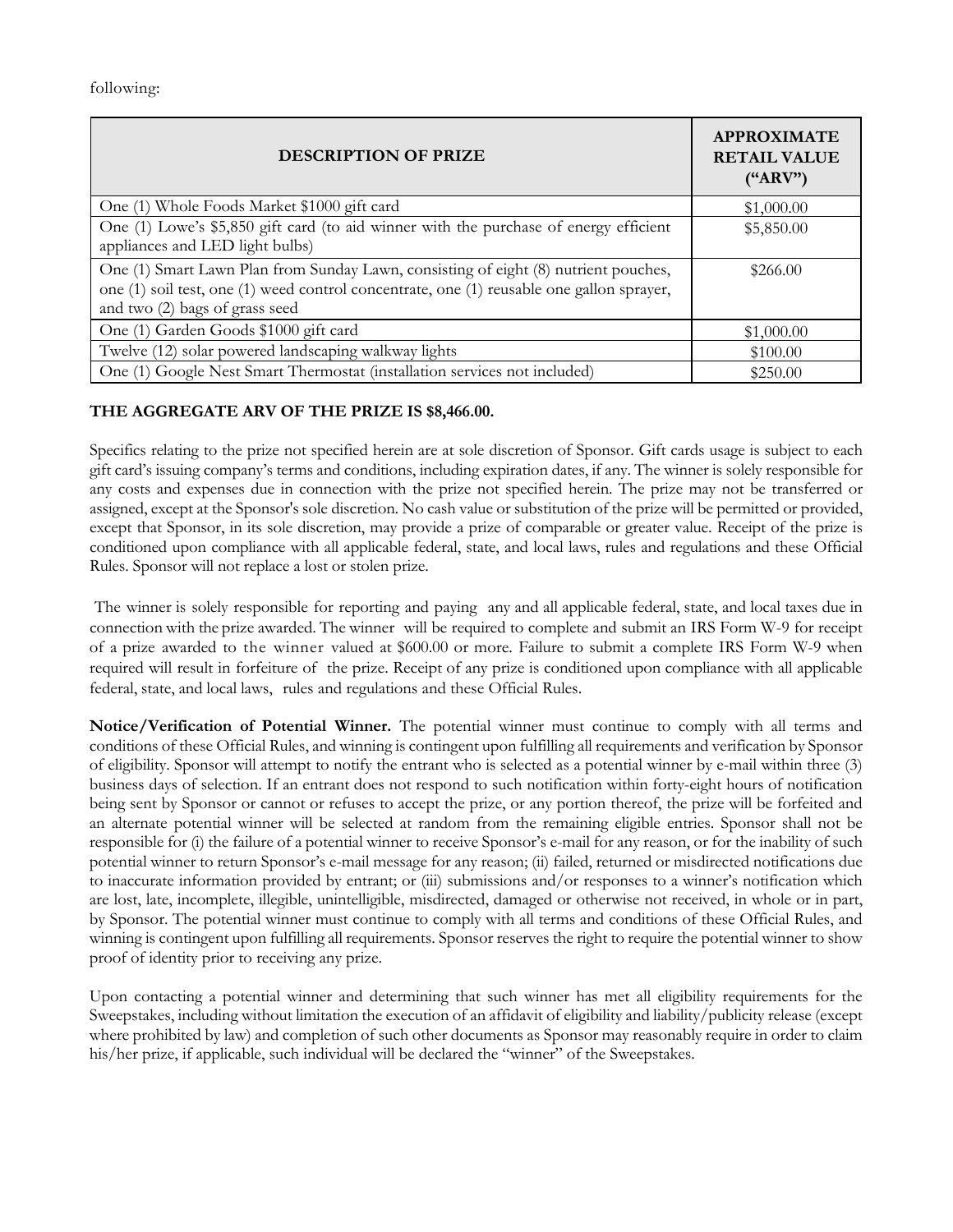following:

| DESCRIPTION OF PRIZE | APPROXIMATE RETAIL VALUE ("ARV") |
|---|---|
| One (1) Whole Foods Market $1000 gift card | $1,000.00 |
| One (1) Lowe's $5,850 gift card (to aid winner with the purchase of energy efficient appliances and LED light bulbs) | $5,850.00 |
| One (1) Smart Lawn Plan from Sunday Lawn, consisting of eight (8) nutrient pouches, one (1) soil test, one (1) weed control concentrate, one (1) reusable one gallon sprayer, and two (2) bags of grass seed | $266.00 |
| One (1) Garden Goods $1000 gift card | $1,000.00 |
| Twelve (12) solar powered landscaping walkway lights | $100.00 |
| One (1) Google Nest Smart Thermostat (installation services not included) | $250.00 |

**THE AGGREGATE ARV OF THE PRIZE IS $8,466.00.**

Specifics relating to the prize not specified herein are at sole discretion of Sponsor. Gift cards usage is subject to each gift card's issuing company's terms and conditions, including expiration dates, if any. The winner is solely responsible for any costs and expenses due in connection with the prize not specified herein. The prize may not be transferred or assigned, except at the Sponsor's sole discretion. No cash value or substitution of the prize will be permitted or provided, except that Sponsor, in its sole discretion, may provide a prize of comparable or greater value. Receipt of the prize is conditioned upon compliance with all applicable federal, state, and local laws, rules and regulations and these Official Rules. Sponsor will not replace a lost or stolen prize.

The winner is solely responsible for reporting and paying any and all applicable federal, state, and local taxes due in connection with the prize awarded. The winner will be required to complete and submit an IRS Form W-9 for receipt of a prize awarded to the winner valued at $600.00 or more. Failure to submit a complete IRS Form W-9 when required will result in forfeiture of the prize. Receipt of any prize is conditioned upon compliance with all applicable federal, state, and local laws, rules and regulations and these Official Rules.

**Notice/Verification of Potential Winner.** The potential winner must continue to comply with all terms and conditions of these Official Rules, and winning is contingent upon fulfilling all requirements and verification by Sponsor of eligibility. Sponsor will attempt to notify the entrant who is selected as a potential winner by e-mail within three (3) business days of selection. If an entrant does not respond to such notification within forty-eight hours of notification being sent by Sponsor or cannot or refuses to accept the prize, or any portion thereof, the prize will be forfeited and an alternate potential winner will be selected at random from the remaining eligible entries. Sponsor shall not be responsible for (i) the failure of a potential winner to receive Sponsor's e-mail for any reason, or for the inability of such potential winner to return Sponsor's e-mail message for any reason; (ii) failed, returned or misdirected notifications due to inaccurate information provided by entrant; or (iii) submissions and/or responses to a winner's notification which are lost, late, incomplete, illegible, unintelligible, misdirected, damaged or otherwise not received, in whole or in part, by Sponsor. The potential winner must continue to comply with all terms and conditions of these Official Rules, and winning is contingent upon fulfilling all requirements. Sponsor reserves the right to require the potential winner to show proof of identity prior to receiving any prize.

Upon contacting a potential winner and determining that such winner has met all eligibility requirements for the Sweepstakes, including without limitation the execution of an affidavit of eligibility and liability/publicity release (except where prohibited by law) and completion of such other documents as Sponsor may reasonably require in order to claim his/her prize, if applicable, such individual will be declared the "winner" of the Sweepstakes.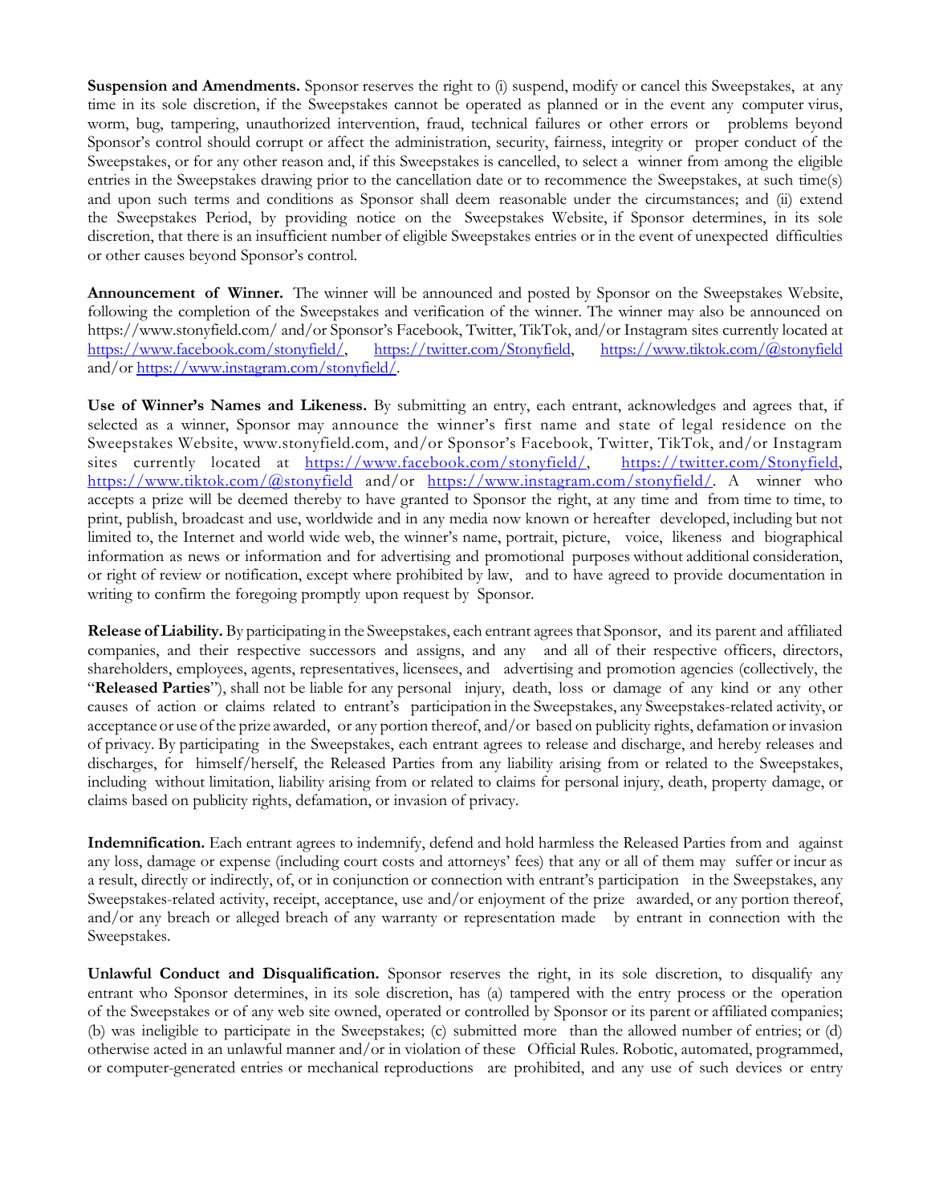**Suspension and Amendments.** Sponsor reserves the right to (i) suspend, modify or cancel this Sweepstakes, at any time in its sole discretion, if the Sweepstakes cannot be operated as planned or in the event any computer virus, worm, bug, tampering, unauthorized intervention, fraud, technical failures or other errors or problems beyond Sponsor's control should corrupt or affect the administration, security, fairness, integrity or proper conduct of the Sweepstakes, or for any other reason and, if this Sweepstakes is cancelled, to select a winner from among the eligible entries in the Sweepstakes drawing prior to the cancellation date or to recommence the Sweepstakes, at such time(s) and upon such terms and conditions as Sponsor shall deem reasonable under the circumstances; and (ii) extend the Sweepstakes Period, by providing notice on the Sweepstakes Website, if Sponsor determines, in its sole discretion, that there is an insufficient number of eligible Sweepstakes entries or in the event of unexpected difficulties or other causes beyond Sponsor's control.

**Announcement of Winner.** The winner will be announced and posted by Sponsor on the Sweepstakes Website, following the completion of the Sweepstakes and verification of the winner. The winner may also be announced on https://www.stonyfield.com/ and/or Sponsor's Facebook, Twitter, TikTok, and/or Instagram sites currently located at https://www.facebook.com/stonyfield/, https://twitter.com/Stonyfield, https://www.tiktok.com/@stonyfield and/or https://www.instagram.com/stonyfield/.

**Use of Winner's Names and Likeness.** By submitting an entry, each entrant, acknowledges and agrees that, if selected as a winner, Sponsor may announce the winner's first name and state of legal residence on the Sweepstakes Website, www.stonyfield.com, and/or Sponsor's Facebook, Twitter, TikTok, and/or Instagram sites currently located at https://www.facebook.com/stonyfield/, https://twitter.com/Stonyfield, https://www.tiktok.com/@stonyfield and/or https://www.instagram.com/stonyfield/. A winner who accepts a prize will be deemed thereby to have granted to Sponsor the right, at any time and from time to time, to print, publish, broadcast and use, worldwide and in any media now known or hereafter developed, including but not limited to, the Internet and world wide web, the winner's name, portrait, picture, voice, likeness and biographical information as news or information and for advertising and promotional purposes without additional consideration, or right of review or notification, except where prohibited by law, and to have agreed to provide documentation in writing to confirm the foregoing promptly upon request by Sponsor.

**Release of Liability.** By participating in the Sweepstakes, each entrant agrees that Sponsor, and its parent and affiliated companies, and their respective successors and assigns, and any and all of their respective officers, directors, shareholders, employees, agents, representatives, licensees, and advertising and promotion agencies (collectively, the "**Released Parties**"), shall not be liable for any personal injury, death, loss or damage of any kind or any other causes of action or claims related to entrant's participation in the Sweepstakes, any Sweepstakes-related activity, or acceptance or use of the prize awarded, or any portion thereof, and/or based on publicity rights, defamation or invasion of privacy. By participating in the Sweepstakes, each entrant agrees to release and discharge, and hereby releases and discharges, for himself/herself, the Released Parties from any liability arising from or related to the Sweepstakes, including without limitation, liability arising from or related to claims for personal injury, death, property damage, or claims based on publicity rights, defamation, or invasion of privacy.

**Indemnification.** Each entrant agrees to indemnify, defend and hold harmless the Released Parties from and against any loss, damage or expense (including court costs and attorneys' fees) that any or all of them may suffer or incur as a result, directly or indirectly, of, or in conjunction or connection with entrant's participation in the Sweepstakes, any Sweepstakes-related activity, receipt, acceptance, use and/or enjoyment of the prize awarded, or any portion thereof, and/or any breach or alleged breach of any warranty or representation made by entrant in connection with the Sweepstakes.

**Unlawful Conduct and Disqualification.** Sponsor reserves the right, in its sole discretion, to disqualify any entrant who Sponsor determines, in its sole discretion, has (a) tampered with the entry process or the operation of the Sweepstakes or of any web site owned, operated or controlled by Sponsor or its parent or affiliated companies; (b) was ineligible to participate in the Sweepstakes; (c) submitted more than the allowed number of entries; or (d) otherwise acted in an unlawful manner and/or in violation of these Official Rules. Robotic, automated, programmed, or computer-generated entries or mechanical reproductions are prohibited, and any use of such devices or entry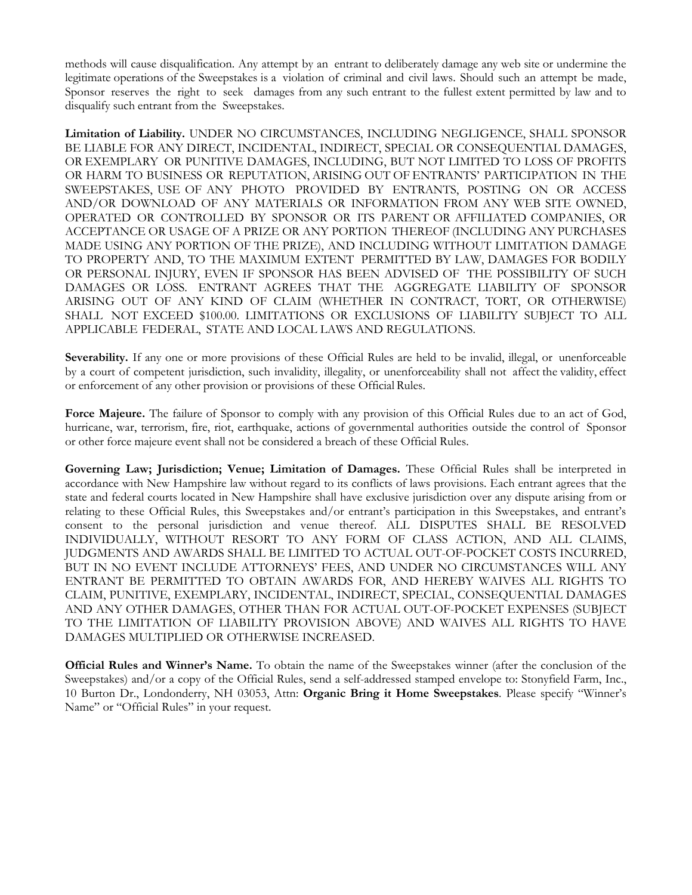methods will cause disqualification. Any attempt by an entrant to deliberately damage any web site or undermine the legitimate operations of the Sweepstakes is a violation of criminal and civil laws. Should such an attempt be made, Sponsor reserves the right to seek damages from any such entrant to the fullest extent permitted by law and to disqualify such entrant from the Sweepstakes.

**Limitation of Liability.** UNDER NO CIRCUMSTANCES, INCLUDING NEGLIGENCE, SHALL SPONSOR BE LIABLE FOR ANY DIRECT, INCIDENTAL, INDIRECT, SPECIAL OR CONSEQUENTIAL DAMAGES, OR EXEMPLARY OR PUNITIVE DAMAGES, INCLUDING, BUT NOT LIMITED TO LOSS OF PROFITS OR HARM TO BUSINESS OR REPUTATION, ARISING OUT OF ENTRANTS' PARTICIPATION IN THE SWEEPSTAKES, USE OF ANY PHOTO PROVIDED BY ENTRANTS, POSTING ON OR ACCESS AND/OR DOWNLOAD OF ANY MATERIALS OR INFORMATION FROM ANY WEB SITE OWNED, OPERATED OR CONTROLLED BY SPONSOR OR ITS PARENT OR AFFILIATED COMPANIES, OR ACCEPTANCE OR USAGE OF A PRIZE OR ANY PORTION THEREOF (INCLUDING ANY PURCHASES MADE USING ANY PORTION OF THE PRIZE), AND INCLUDING WITHOUT LIMITATION DAMAGE TO PROPERTY AND, TO THE MAXIMUM EXTENT PERMITTED BY LAW, DAMAGES FOR BODILY OR PERSONAL INJURY, EVEN IF SPONSOR HAS BEEN ADVISED OF THE POSSIBILITY OF SUCH DAMAGES OR LOSS. ENTRANT AGREES THAT THE AGGREGATE LIABILITY OF SPONSOR ARISING OUT OF ANY KIND OF CLAIM (WHETHER IN CONTRACT, TORT, OR OTHERWISE) SHALL NOT EXCEED $100.00. LIMITATIONS OR EXCLUSIONS OF LIABILITY SUBJECT TO ALL APPLICABLE FEDERAL, STATE AND LOCAL LAWS AND REGULATIONS.

**Severability.** If any one or more provisions of these Official Rules are held to be invalid, illegal, or unenforceable by a court of competent jurisdiction, such invalidity, illegality, or unenforceability shall not affect the validity, effect or enforcement of any other provision or provisions of these Official Rules.

**Force Majeure.** The failure of Sponsor to comply with any provision of this Official Rules due to an act of God, hurricane, war, terrorism, fire, riot, earthquake, actions of governmental authorities outside the control of Sponsor or other force majeure event shall not be considered a breach of these Official Rules.

**Governing Law; Jurisdiction; Venue; Limitation of Damages.** These Official Rules shall be interpreted in accordance with New Hampshire law without regard to its conflicts of laws provisions. Each entrant agrees that the state and federal courts located in New Hampshire shall have exclusive jurisdiction over any dispute arising from or relating to these Official Rules, this Sweepstakes and/or entrant's participation in this Sweepstakes, and entrant's consent to the personal jurisdiction and venue thereof. ALL DISPUTES SHALL BE RESOLVED INDIVIDUALLY, WITHOUT RESORT TO ANY FORM OF CLASS ACTION, AND ALL CLAIMS, JUDGMENTS AND AWARDS SHALL BE LIMITED TO ACTUAL OUT-OF-POCKET COSTS INCURRED, BUT IN NO EVENT INCLUDE ATTORNEYS' FEES, AND UNDER NO CIRCUMSTANCES WILL ANY ENTRANT BE PERMITTED TO OBTAIN AWARDS FOR, AND HEREBY WAIVES ALL RIGHTS TO CLAIM, PUNITIVE, EXEMPLARY, INCIDENTAL, INDIRECT, SPECIAL, CONSEQUENTIAL DAMAGES AND ANY OTHER DAMAGES, OTHER THAN FOR ACTUAL OUT-OF-POCKET EXPENSES (SUBJECT TO THE LIMITATION OF LIABILITY PROVISION ABOVE) AND WAIVES ALL RIGHTS TO HAVE DAMAGES MULTIPLIED OR OTHERWISE INCREASED.

**Official Rules and Winner's Name.** To obtain the name of the Sweepstakes winner (after the conclusion of the Sweepstakes) and/or a copy of the Official Rules, send a self-addressed stamped envelope to: Stonyfield Farm, Inc., 10 Burton Dr., Londonderry, NH 03053, Attn: **Organic Bring it Home Sweepstakes**. Please specify "Winner's Name" or "Official Rules" in your request.